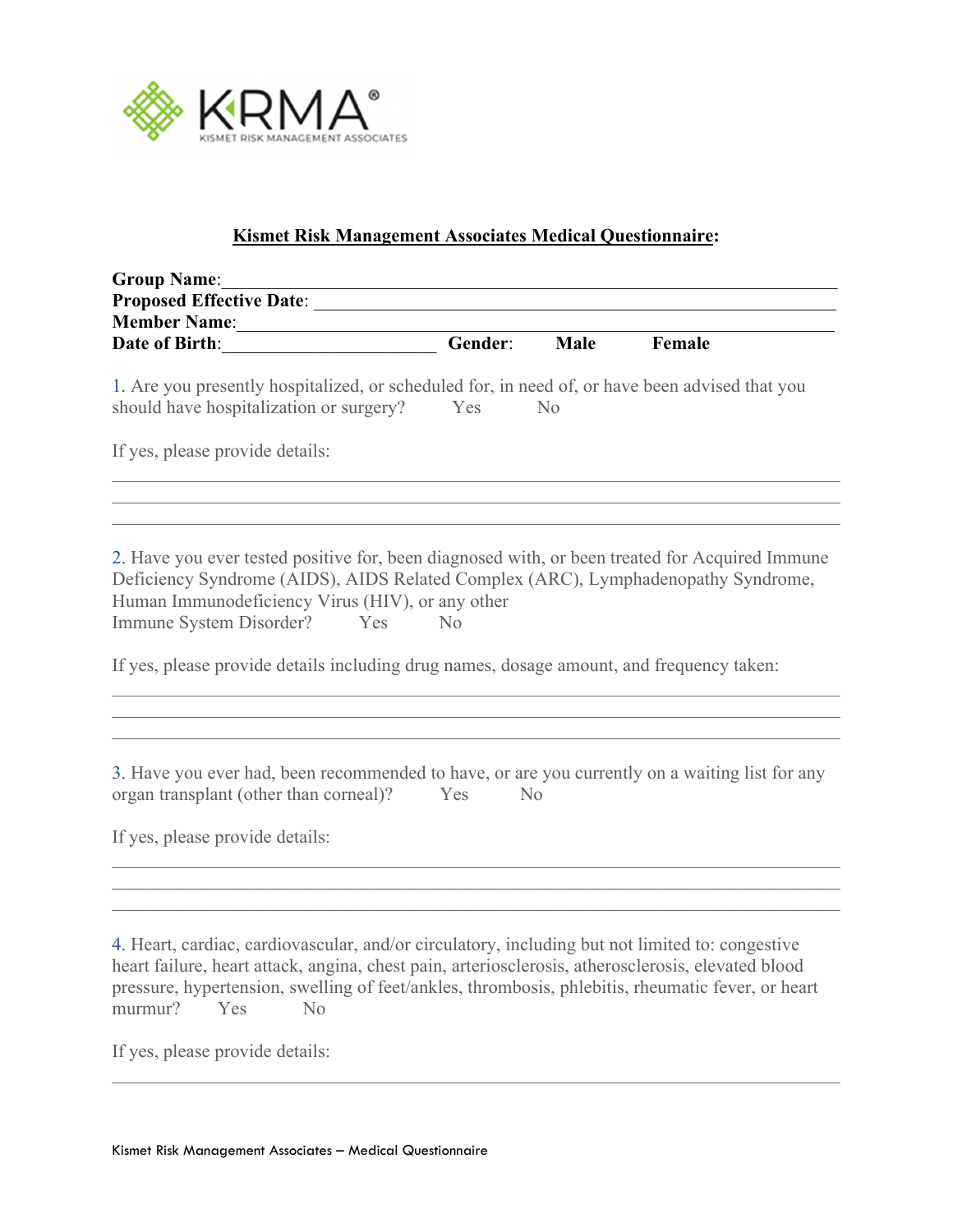KRMA®
KISMET RISK MANAGEMENT ASSOCIATES

## Kismet Risk Management Associates Medical Questionnaire:

**Group Name**:______________________________________________________________

**Proposed Effective Date**: __________________________________________________

**Member Name**:____________________________________________________________

**Date of Birth**:_______________________ **Gender**: **Male** **Female**

1. Are you presently hospitalized, or scheduled for, in need of, or have been advised that you should have hospitalization or surgery? Yes No

If yes, please provide details:

______________________________________________________________________________
______________________________________________________________________________
______________________________________________________________________________

2. Have you ever tested positive for, been diagnosed with, or been treated for Acquired Immune Deficiency Syndrome (AIDS), AIDS Related Complex (ARC), Lymphadenopathy Syndrome, Human Immunodeficiency Virus (HIV), or any other Immune System Disorder? Yes No

If yes, please provide details including drug names, dosage amount, and frequency taken:

______________________________________________________________________________
______________________________________________________________________________
______________________________________________________________________________

3. Have you ever had, been recommended to have, or are you currently on a waiting list for any organ transplant (other than corneal)? Yes No

If yes, please provide details:

______________________________________________________________________________
______________________________________________________________________________
______________________________________________________________________________

4. Heart, cardiac, cardiovascular, and/or circulatory, including but not limited to: congestive heart failure, heart attack, angina, chest pain, arteriosclerosis, atherosclerosis, elevated blood pressure, hypertension, swelling of feet/ankles, thrombosis, phlebitis, rheumatic fever, or heart murmur? Yes No

If yes, please provide details:

______________________________________________________________________________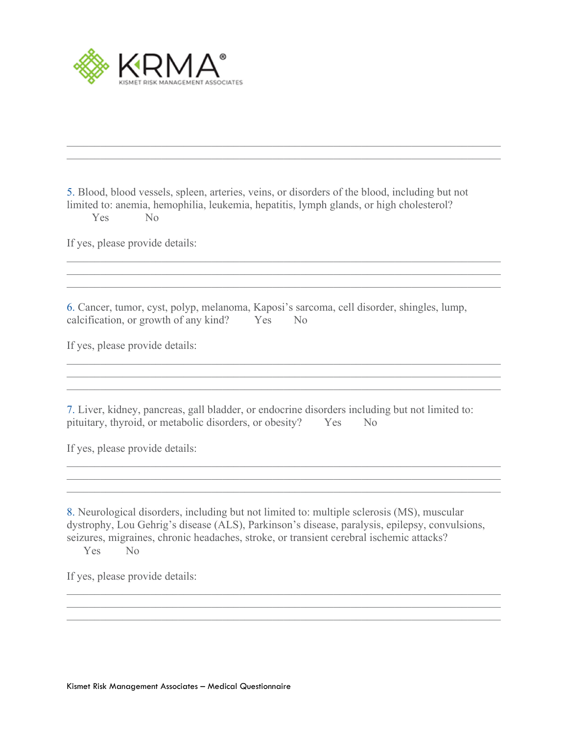KRMA®
KISMET RISK MANAGEMENT ASSOCIATES

___

___

5. Blood, blood vessels, spleen, arteries, veins, or disorders of the blood, including but not limited to: anemia, hemophilia, leukemia, hepatitis, lymph glands, or high cholesterol?
Yes No

If yes, please provide details:

___

___

___

6. Cancer, tumor, cyst, polyp, melanoma, Kaposi's sarcoma, cell disorder, shingles, lump, calcification, or growth of any kind? Yes No

If yes, please provide details:

___

___

___

7. Liver, kidney, pancreas, gall bladder, or endocrine disorders including but not limited to: pituitary, thyroid, or metabolic disorders, or obesity? Yes No

If yes, please provide details:

___

___

___

8. Neurological disorders, including but not limited to: multiple sclerosis (MS), muscular dystrophy, Lou Gehrig's disease (ALS), Parkinson's disease, paralysis, epilepsy, convulsions, seizures, migraines, chronic headaches, stroke, or transient cerebral ischemic attacks?
Yes No

If yes, please provide details:

___

___

___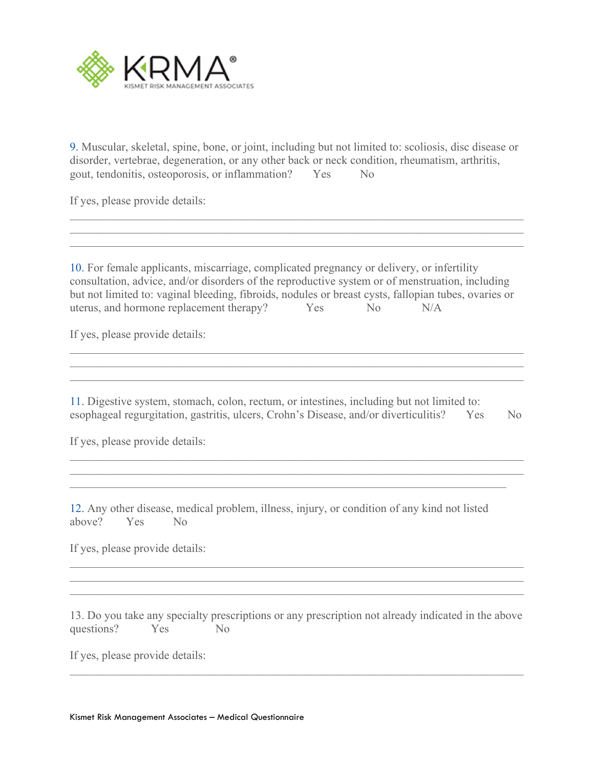KRMA®
KISMET RISK MANAGEMENT ASSOCIATES

9. Muscular, skeletal, spine, bone, or joint, including but not limited to: scoliosis, disc disease or disorder, vertebrae, degeneration, or any other back or neck condition, rheumatism, arthritis, gout, tendonitis, osteoporosis, or inflammation? Yes No

If yes, please provide details:

\_\_\_\_\_\_\_\_\_\_\_\_\_\_\_\_\_\_\_\_\_\_\_\_\_\_\_\_\_\_\_\_\_\_\_\_\_\_\_\_\_\_\_\_\_\_\_\_\_\_\_\_\_\_\_\_\_\_\_\_\_\_\_\_\_\_\_\_\_\_\_\_\_\_\_\_
\_\_\_\_\_\_\_\_\_\_\_\_\_\_\_\_\_\_\_\_\_\_\_\_\_\_\_\_\_\_\_\_\_\_\_\_\_\_\_\_\_\_\_\_\_\_\_\_\_\_\_\_\_\_\_\_\_\_\_\_\_\_\_\_\_\_\_\_\_\_\_\_\_\_\_\_
\_\_\_\_\_\_\_\_\_\_\_\_\_\_\_\_\_\_\_\_\_\_\_\_\_\_\_\_\_\_\_\_\_\_\_\_\_\_\_\_\_\_\_\_\_\_\_\_\_\_\_\_\_\_\_\_\_\_\_\_\_\_\_\_\_\_\_\_\_\_\_\_\_\_\_\_

10. For female applicants, miscarriage, complicated pregnancy or delivery, or infertility consultation, advice, and/or disorders of the reproductive system or of menstruation, including but not limited to: vaginal bleeding, fibroids, nodules or breast cysts, fallopian tubes, ovaries or uterus, and hormone replacement therapy? Yes No N/A

If yes, please provide details:

\_\_\_\_\_\_\_\_\_\_\_\_\_\_\_\_\_\_\_\_\_\_\_\_\_\_\_\_\_\_\_\_\_\_\_\_\_\_\_\_\_\_\_\_\_\_\_\_\_\_\_\_\_\_\_\_\_\_\_\_\_\_\_\_\_\_\_\_\_\_\_\_\_\_\_\_
\_\_\_\_\_\_\_\_\_\_\_\_\_\_\_\_\_\_\_\_\_\_\_\_\_\_\_\_\_\_\_\_\_\_\_\_\_\_\_\_\_\_\_\_\_\_\_\_\_\_\_\_\_\_\_\_\_\_\_\_\_\_\_\_\_\_\_\_\_\_\_\_\_\_\_\_
\_\_\_\_\_\_\_\_\_\_\_\_\_\_\_\_\_\_\_\_\_\_\_\_\_\_\_\_\_\_\_\_\_\_\_\_\_\_\_\_\_\_\_\_\_\_\_\_\_\_\_\_\_\_\_\_\_\_\_\_\_\_\_\_\_\_\_\_\_\_\_\_\_\_\_\_

11. Digestive system, stomach, colon, rectum, or intestines, including but not limited to: esophageal regurgitation, gastritis, ulcers, Crohn's Disease, and/or diverticulitis? Yes No

If yes, please provide details:

\_\_\_\_\_\_\_\_\_\_\_\_\_\_\_\_\_\_\_\_\_\_\_\_\_\_\_\_\_\_\_\_\_\_\_\_\_\_\_\_\_\_\_\_\_\_\_\_\_\_\_\_\_\_\_\_\_\_\_\_\_\_\_\_\_\_\_\_\_\_\_\_\_\_\_\_
\_\_\_\_\_\_\_\_\_\_\_\_\_\_\_\_\_\_\_\_\_\_\_\_\_\_\_\_\_\_\_\_\_\_\_\_\_\_\_\_\_\_\_\_\_\_\_\_\_\_\_\_\_\_\_\_\_\_\_\_\_\_\_\_\_\_\_\_\_\_\_\_\_\_\_\_
\_\_\_\_\_\_\_\_\_\_\_\_\_\_\_\_\_\_\_\_\_\_\_\_\_\_\_\_\_\_\_\_\_\_\_\_\_\_\_\_\_\_\_\_\_\_\_\_\_\_\_\_\_\_\_\_\_\_\_\_\_\_\_\_\_\_\_\_\_\_\_\_\_\_\_

12. Any other disease, medical problem, illness, injury, or condition of any kind not listed above? Yes No

If yes, please provide details:

\_\_\_\_\_\_\_\_\_\_\_\_\_\_\_\_\_\_\_\_\_\_\_\_\_\_\_\_\_\_\_\_\_\_\_\_\_\_\_\_\_\_\_\_\_\_\_\_\_\_\_\_\_\_\_\_\_\_\_\_\_\_\_\_\_\_\_\_\_\_\_\_\_\_\_\_
\_\_\_\_\_\_\_\_\_\_\_\_\_\_\_\_\_\_\_\_\_\_\_\_\_\_\_\_\_\_\_\_\_\_\_\_\_\_\_\_\_\_\_\_\_\_\_\_\_\_\_\_\_\_\_\_\_\_\_\_\_\_\_\_\_\_\_\_\_\_\_\_\_\_\_\_
\_\_\_\_\_\_\_\_\_\_\_\_\_\_\_\_\_\_\_\_\_\_\_\_\_\_\_\_\_\_\_\_\_\_\_\_\_\_\_\_\_\_\_\_\_\_\_\_\_\_\_\_\_\_\_\_\_\_\_\_\_\_\_\_\_\_\_\_\_\_\_\_\_\_\_\_

13. Do you take any specialty prescriptions or any prescription not already indicated in the above questions? Yes No

If yes, please provide details:

\_\_\_\_\_\_\_\_\_\_\_\_\_\_\_\_\_\_\_\_\_\_\_\_\_\_\_\_\_\_\_\_\_\_\_\_\_\_\_\_\_\_\_\_\_\_\_\_\_\_\_\_\_\_\_\_\_\_\_\_\_\_\_\_\_\_\_\_\_\_\_\_\_\_\_\_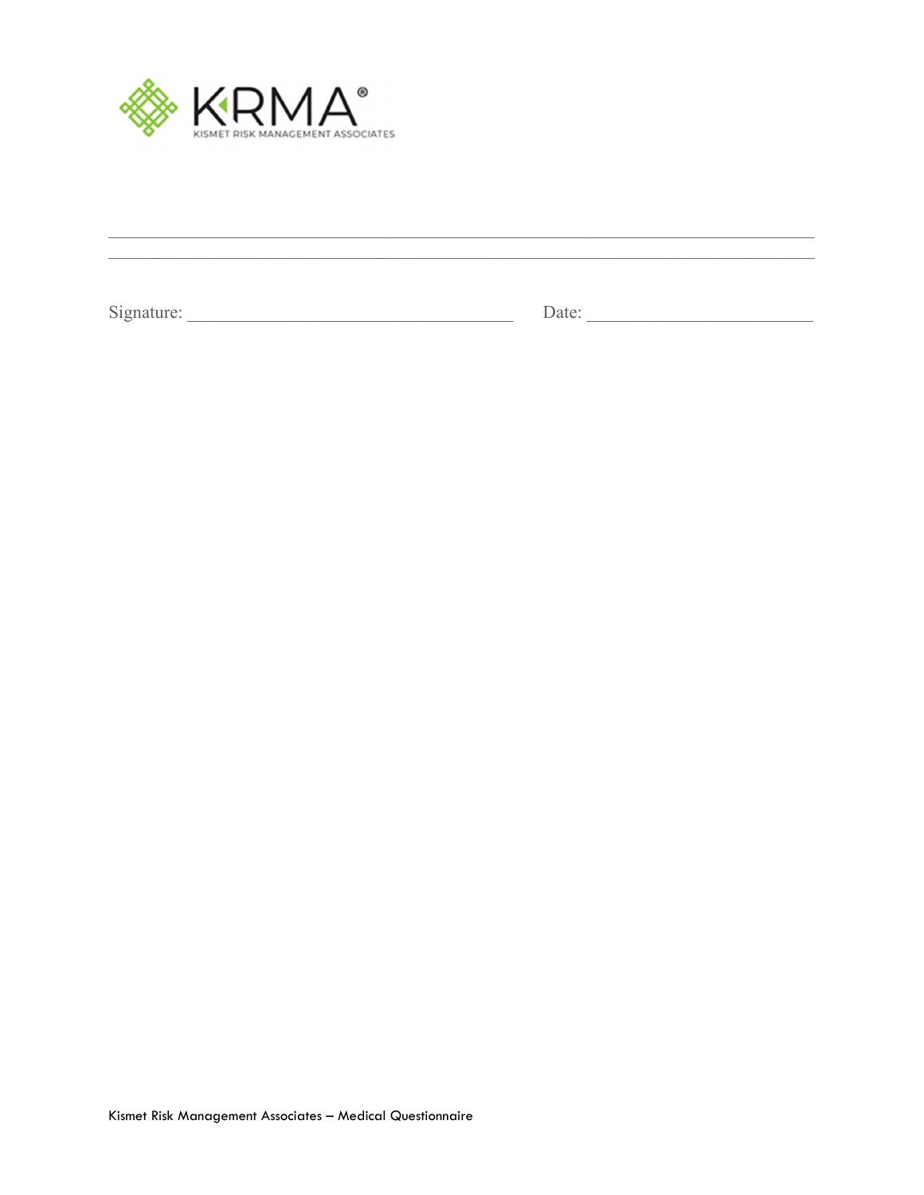KRMA®
KISMET RISK MANAGEMENT ASSOCIATES

\_\_\_\_\_\_\_\_\_\_\_\_\_\_\_\_\_\_\_\_\_\_\_\_\_\_\_\_\_\_\_\_\_\_\_\_\_\_\_\_\_\_\_\_\_\_\_\_\_\_\_\_\_\_\_\_\_\_\_\_\_\_\_\_\_\_\_\_\_\_\_\_\_\_\_\_\_\_\_\_
\_\_\_\_\_\_\_\_\_\_\_\_\_\_\_\_\_\_\_\_\_\_\_\_\_\_\_\_\_\_\_\_\_\_\_\_\_\_\_\_\_\_\_\_\_\_\_\_\_\_\_\_\_\_\_\_\_\_\_\_\_\_\_\_\_\_\_\_\_\_\_\_\_\_\_\_\_\_\_\_

Signature: \_\_\_\_\_\_\_\_\_\_\_\_\_\_\_\_\_\_\_\_\_\_\_\_\_\_\_\_\_\_\_\_\_\_\_\_ Date: \_\_\_\_\_\_\_\_\_\_\_\_\_\_\_\_\_\_\_\_\_\_\_\_\_

Kismet Risk Management Associates – Medical Questionnaire